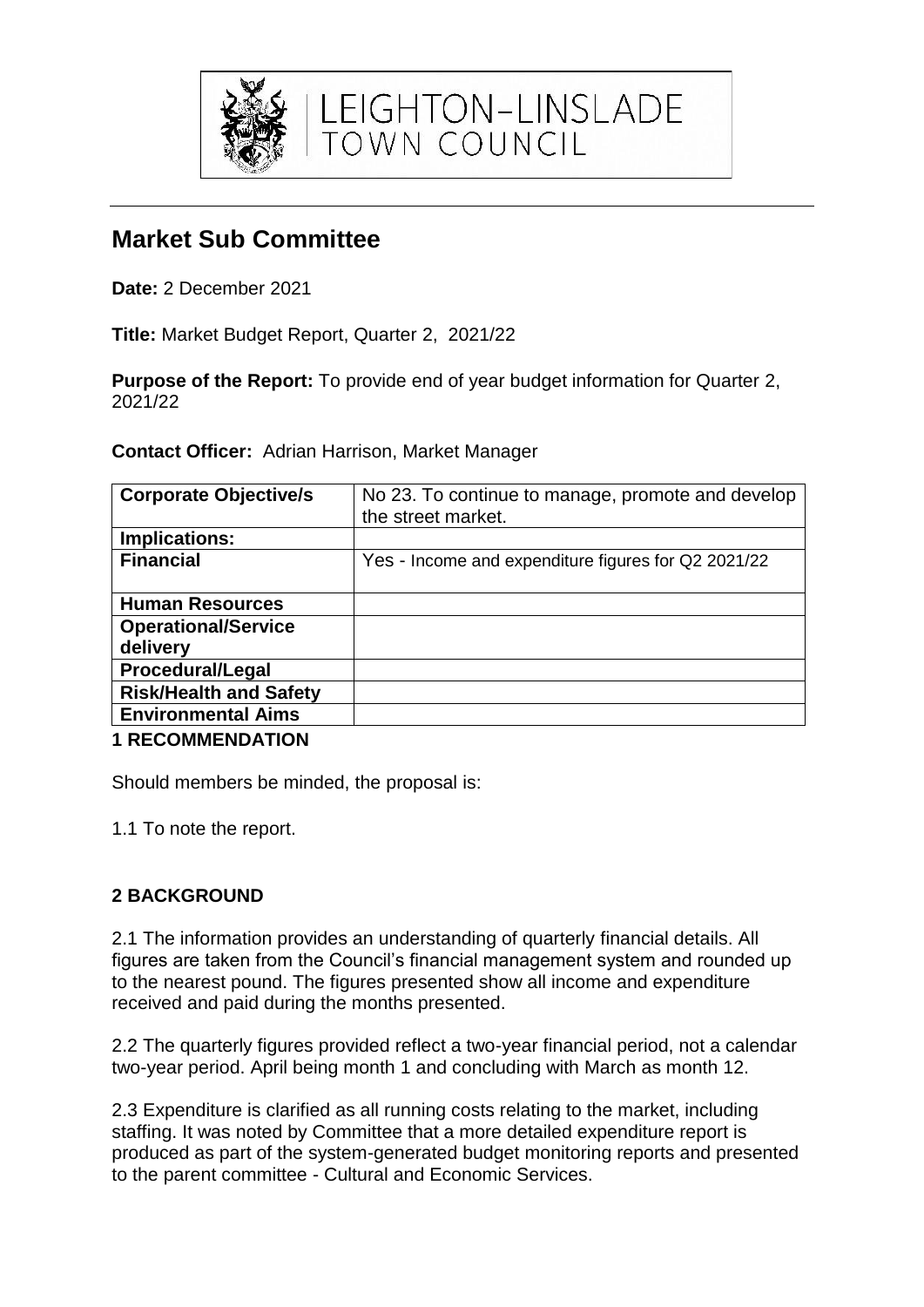LEIGHTON-LINSLADE TOWN COUNCIL

# Market Sub Committee

**Date:** 2 December 2021

**Title:** Market Budget Report, Quarter 2, 2021/22

**Purpose of the Report:** To provide end of year budget information for Quarter 2, 2021/22

**Contact Officer:** Adrian Harrison, Market Manager

| **Corporate Objective/s** | No 23. To continue to manage, promote and develop the street market. |
|---|---|
| **Implications:** | |
| **Financial** | Yes - Income and expenditure figures for Q2 2021/22 |
| **Human Resources** | |
| **Operational/Service delivery** | |
| **Procedural/Legal** | |
| **Risk/Health and Safety** | |
| **Environmental Aims** | |

## 1 RECOMMENDATION

Should members be minded, the proposal is:

1.1 To note the report.

## 2 BACKGROUND

2.1 The information provides an understanding of quarterly financial details. All figures are taken from the Council's financial management system and rounded up to the nearest pound. The figures presented show all income and expenditure received and paid during the months presented.

2.2 The quarterly figures provided reflect a two-year financial period, not a calendar two-year period. April being month 1 and concluding with March as month 12.

2.3 Expenditure is clarified as all running costs relating to the market, including staffing. It was noted by Committee that a more detailed expenditure report is produced as part of the system-generated budget monitoring reports and presented to the parent committee - Cultural and Economic Services.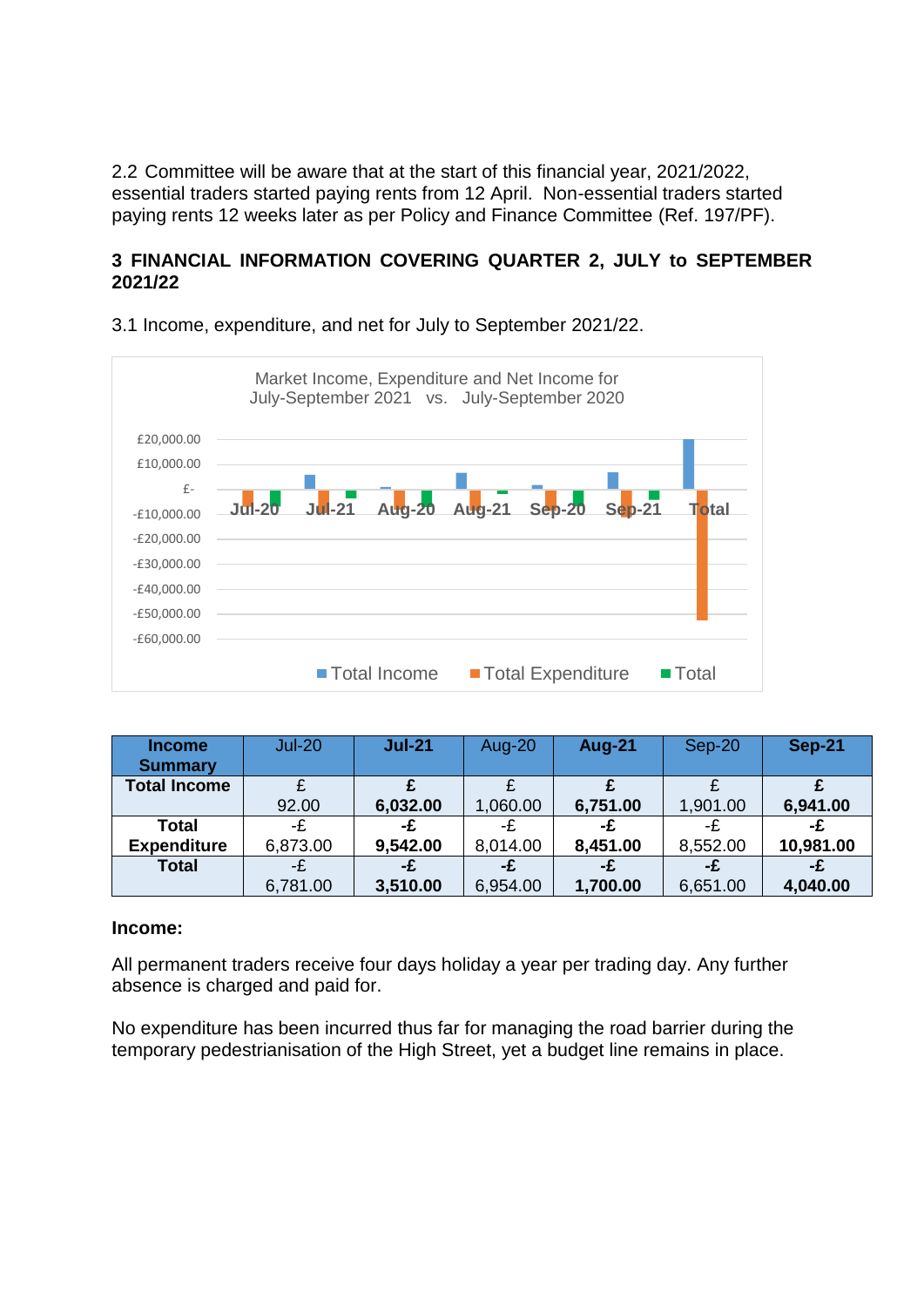2.2 Committee will be aware that at the start of this financial year, 2021/2022, essential traders started paying rents from 12 April. Non-essential traders started paying rents 12 weeks later as per Policy and Finance Committee (Ref. 197/PF).

## 3 FINANCIAL INFORMATION COVERING QUARTER 2, JULY to SEPTEMBER 2021/22

3.1 Income, expenditure, and net for July to September 2021/22.

Market Income, Expenditure and Net Income for July-September 2021 vs. July-September 2020

| Income Summary | Jul-20 | **Jul-21** | Aug-20 | **Aug-21** | Sep-20 | **Sep-21** |
|---|---|---|---|---|---|---|
| **Total Income** | £ 92.00 | **£ 6,032.00** | £ 1,060.00 | **£ 6,751.00** | £ 1,901.00 | **£ 6,941.00** |
| **Total Expenditure** | -£ 6,873.00 | **-£ 9,542.00** | -£ 8,014.00 | **-£ 8,451.00** | -£ 8,552.00 | **-£ 10,981.00** |
| **Total** | -£ 6,781.00 | **-£ 3,510.00** | **-£** 6,954.00 | **-£ 1,700.00** | **-£** 6,651.00 | **-£ 4,040.00** |

**Income:**

All permanent traders receive four days holiday a year per trading day. Any further absence is charged and paid for.

No expenditure has been incurred thus far for managing the road barrier during the temporary pedestrianisation of the High Street, yet a budget line remains in place.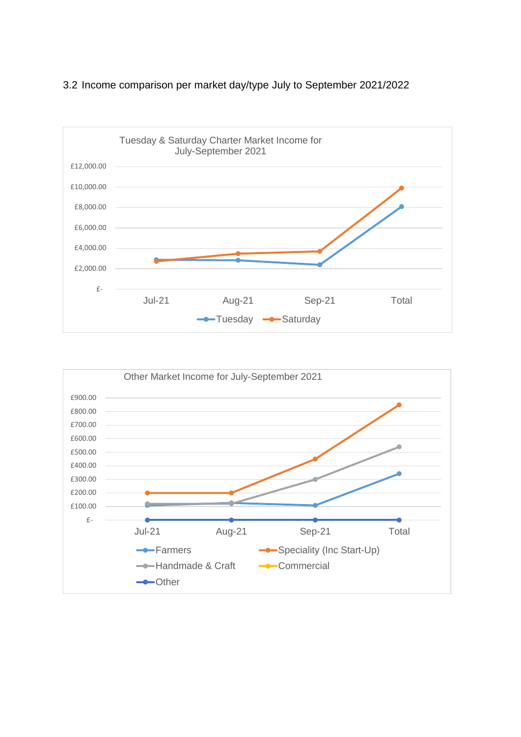3.2 Income comparison per market day/type July to September 2021/2022

**Tuesday & Saturday Charter Market Income for July-September 2021**

£12,000.00
£10,000.00
£8,000.00
£6,000.00
£4,000.00
£2,000.00
£-

Jul-21 Aug-21 Sep-21 Total

Tuesday Saturday

**Other Market Income for July-September 2021**

£900.00
£800.00
£700.00
£600.00
£500.00
£400.00
£300.00
£200.00
£100.00
£-

Jul-21 Aug-21 Sep-21 Total

Farmers Speciality (Inc Start-Up) Handmade & Craft Commercial Other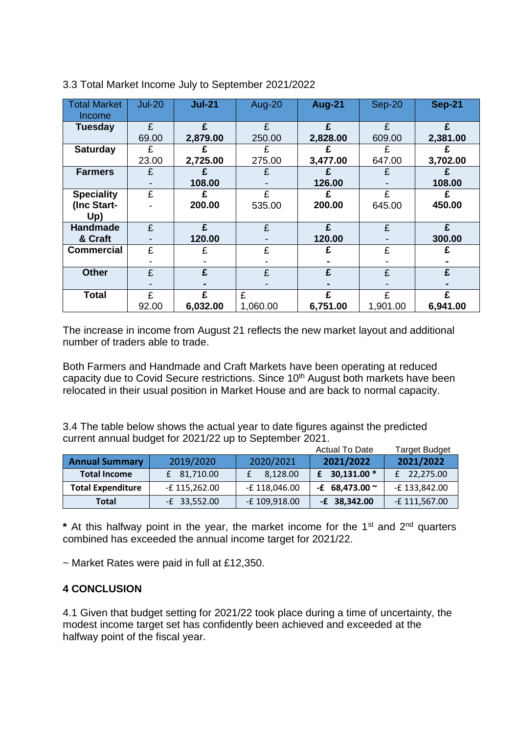3.3 Total Market Income July to September 2021/2022

| Total Market Income | Jul-20 | **Jul-21** | Aug-20 | **Aug-21** | Sep-20 | **Sep-21** |
|---|---|---|---|---|---|---|
| **Tuesday** | £ 69.00 | **£ 2,879.00** | £ 250.00 | **£ 2,828.00** | £ 609.00 | **£ 2,381.00** |
| **Saturday** | £ 23.00 | **£ 2,725.00** | £ 275.00 | **£ 3,477.00** | £ 647.00 | **£ 3,702.00** |
| **Farmers** | £ - | **£ 108.00** | £ - | **£ 126.00** | £ - | **£ 108.00** |
| **Speciality (Inc Start-Up)** | £ - | **£ 200.00** | £ 535.00 | **£ 200.00** | £ 645.00 | **£ 450.00** |
| **Handmade & Craft** | £ - | **£ 120.00** | £ - | **£ 120.00** | £ - | **£ 300.00** |
| **Commercial** | £ - | £ - | £ - | **£ -** | £ - | **£ -** |
| **Other** | £ - | **£ -** | £ - | **£ -** | £ - | **£ -** |
| **Total** | £ 92.00 | **£ 6,032.00** | £ 1,060.00 | **£ 6,751.00** | £ 1,901.00 | **£ 6,941.00** |

The increase in income from August 21 reflects the new market layout and additional number of traders able to trade.

Both Farmers and Handmade and Craft Markets have been operating at reduced capacity due to Covid Secure restrictions. Since 10th August both markets have been relocated in their usual position in Market House and are back to normal capacity.

3.4 The table below shows the actual year to date figures against the predicted current annual budget for 2021/22 up to September 2021.

| | | | Actual To Date | Target Budget |
|---|---|---|---|---|
| **Annual Summary** | 2019/2020 | 2020/2021 | **2021/2022** | **2021/2022** |
| **Total Income** | £ 81,710.00 | £ 8,128.00 | **£ 30,131.00 \*** | £ 22,275.00 |
| **Total Expenditure** | -£ 115,262.00 | -£ 118,046.00 | **-£ 68,473.00 ~** | -£ 133,842.00 |
| **Total** | -£ 33,552.00 | -£ 109,918.00 | **-£ 38,342.00** | -£ 111,567.00 |

**\*** At this halfway point in the year, the market income for the 1st and 2nd quarters combined has exceeded the annual income target for 2021/22.

~ Market Rates were paid in full at £12,350.

## 4 CONCLUSION

4.1 Given that budget setting for 2021/22 took place during a time of uncertainty, the modest income target set has confidently been achieved and exceeded at the halfway point of the fiscal year.